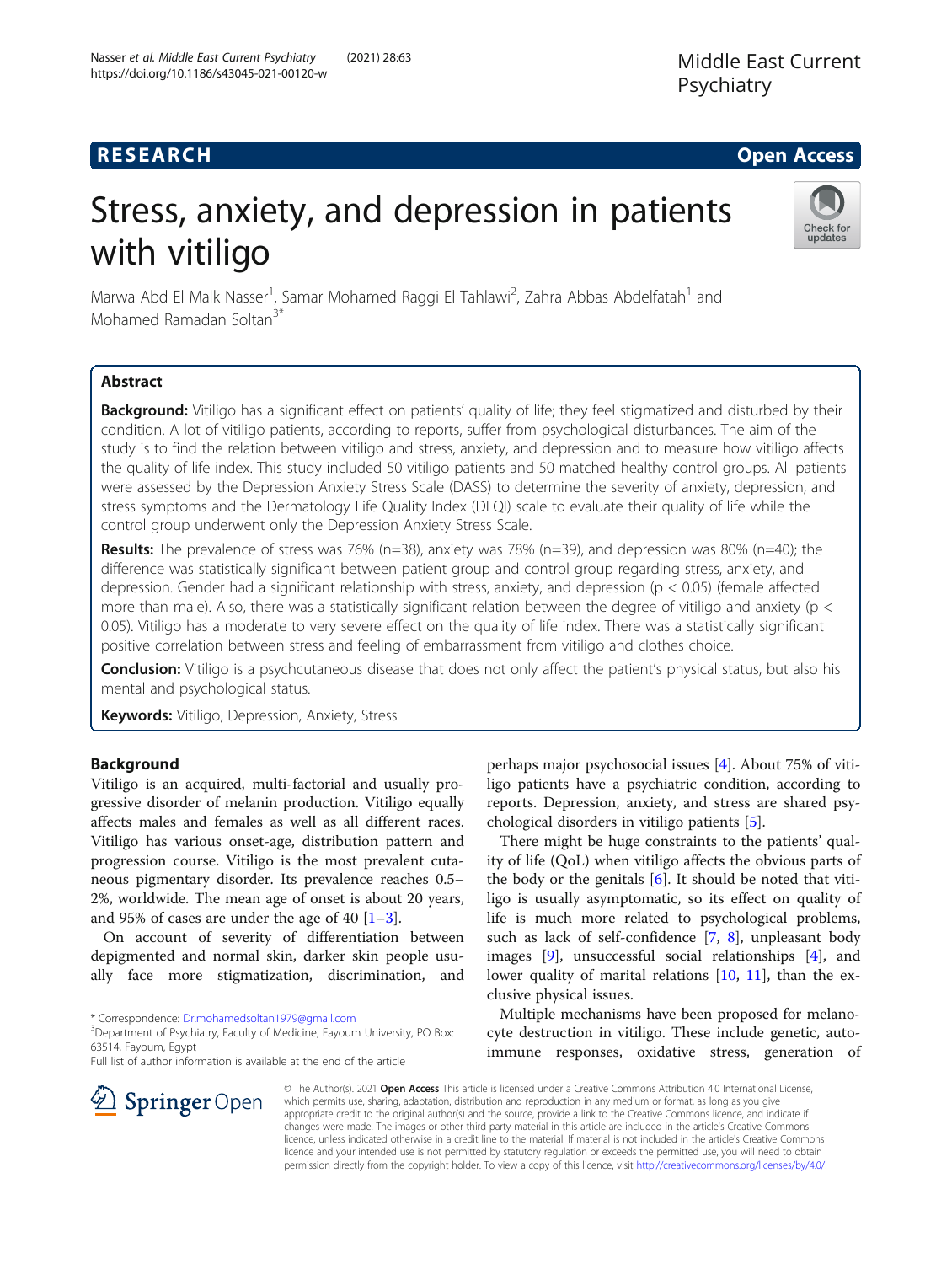RESEARCH Open Access

# Stress, anxiety, and depression in patients with vitiligo

Marwa Abd El Malk Nasser[1], Samar Mohamed Raggi El Tahlawi[2], Zahra Abbas Abdelfatah[1] and Mohamed Ramadan Soltan[3*]

## Abstract

**Background:** Vitiligo has a significant effect on patients' quality of life; they feel stigmatized and disturbed by their condition. A lot of vitiligo patients, according to reports, suffer from psychological disturbances. The aim of the study is to find the relation between vitiligo and stress, anxiety, and depression and to measure how vitiligo affects the quality of life index. This study included 50 vitiligo patients and 50 matched healthy control groups. All patients were assessed by the Depression Anxiety Stress Scale (DASS) to determine the severity of anxiety, depression, and stress symptoms and the Dermatology Life Quality Index (DLQI) scale to evaluate their quality of life while the control group underwent only the Depression Anxiety Stress Scale.

**Results:** The prevalence of stress was 76% (n=38), anxiety was 78% (n=39), and depression was 80% (n=40); the difference was statistically significant between patient group and control group regarding stress, anxiety, and depression. Gender had a significant relationship with stress, anxiety, and depression ($p < 0.05$) (female affected more than male). Also, there was a statistically significant relation between the degree of vitiligo and anxiety ($p < 0.05$). Vitiligo has a moderate to very severe effect on the quality of life index. There was a statistically significant positive correlation between stress and feeling of embarrassment from vitiligo and clothes choice.

**Conclusion:** Vitiligo is a psychcutaneous disease that does not only affect the patient's physical status, but also his mental and psychological status.

**Keywords:** Vitiligo, Depression, Anxiety, Stress

## Background

Vitiligo is an acquired, multi-factorial and usually progressive disorder of melanin production. Vitiligo equally affects males and females as well as all different races. Vitiligo has various onset-age, distribution pattern and progression course. Vitiligo is the most prevalent cutaneous pigmentary disorder. Its prevalence reaches 0.5–2%, worldwide. The mean age of onset is about 20 years, and 95% of cases are under the age of 40 [1–3].

On account of severity of differentiation between depigmented and normal skin, darker skin people usually face more stigmatization, discrimination, and perhaps major psychosocial issues [4]. About 75% of vitiligo patients have a psychiatric condition, according to reports. Depression, anxiety, and stress are shared psychological disorders in vitiligo patients [5].

There might be huge constraints to the patients' quality of life (QoL) when vitiligo affects the obvious parts of the body or the genitals [6]. It should be noted that vitiligo is usually asymptomatic, so its effect on quality of life is much more related to psychological problems, such as lack of self-confidence [7, 8], unpleasant body images [9], unsuccessful social relationships [4], and lower quality of marital relations [10, 11], than the exclusive physical issues.

Multiple mechanisms have been proposed for melanocyte destruction in vitiligo. These include genetic, autoimmune responses, oxidative stress, generation of

\* Correspondence: Dr.mohamedsoltan1979@gmail.com
[3]Department of Psychiatry, Faculty of Medicine, Fayoum University, PO Box: 63514, Fayoum, Egypt
Full list of author information is available at the end of the article

© The Author(s). 2021 **Open Access** This article is licensed under a Creative Commons Attribution 4.0 International License, which permits use, sharing, adaptation, distribution and reproduction in any medium or format, as long as you give appropriate credit to the original author(s) and the source, provide a link to the Creative Commons licence, and indicate if changes were made. The images or other third party material in this article are included in the article's Creative Commons licence, unless indicated otherwise in a credit line to the material. If material is not included in the article's Creative Commons licence and your intended use is not permitted by statutory regulation or exceeds the permitted use, you will need to obtain permission directly from the copyright holder. To view a copy of this licence, visit http://creativecommons.org/licenses/by/4.0/.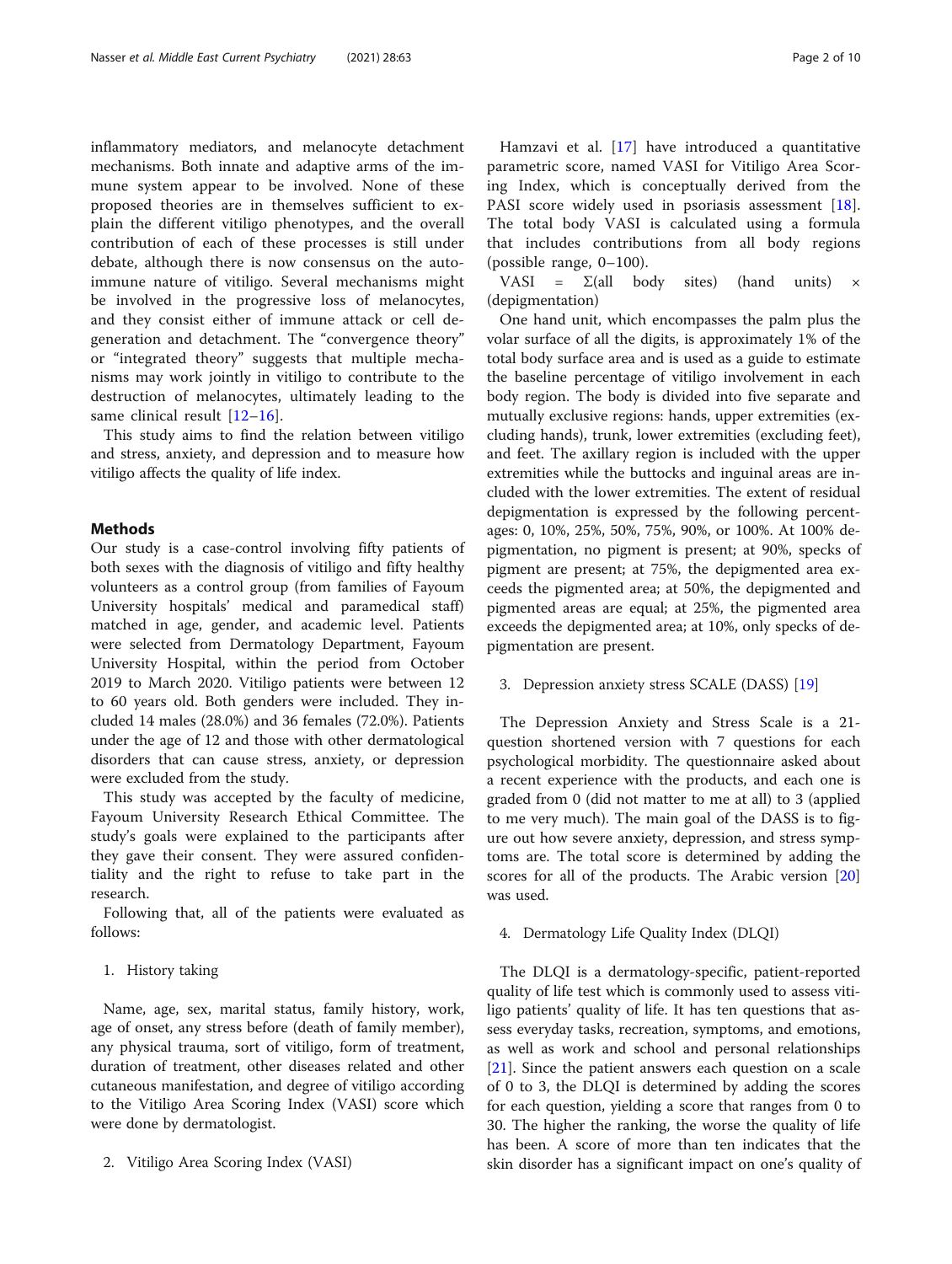inflammatory mediators, and melanocyte detachment mechanisms. Both innate and adaptive arms of the immune system appear to be involved. None of these proposed theories are in themselves sufficient to explain the different vitiligo phenotypes, and the overall contribution of each of these processes is still under debate, although there is now consensus on the autoimmune nature of vitiligo. Several mechanisms might be involved in the progressive loss of melanocytes, and they consist either of immune attack or cell degeneration and detachment. The "convergence theory" or "integrated theory" suggests that multiple mechanisms may work jointly in vitiligo to contribute to the destruction of melanocytes, ultimately leading to the same clinical result [12–16].

This study aims to find the relation between vitiligo and stress, anxiety, and depression and to measure how vitiligo affects the quality of life index.

## Methods

Our study is a case-control involving fifty patients of both sexes with the diagnosis of vitiligo and fifty healthy volunteers as a control group (from families of Fayoum University hospitals' medical and paramedical staff) matched in age, gender, and academic level. Patients were selected from Dermatology Department, Fayoum University Hospital, within the period from October 2019 to March 2020. Vitiligo patients were between 12 to 60 years old. Both genders were included. They included 14 males (28.0%) and 36 females (72.0%). Patients under the age of 12 and those with other dermatological disorders that can cause stress, anxiety, or depression were excluded from the study.

This study was accepted by the faculty of medicine, Fayoum University Research Ethical Committee. The study's goals were explained to the participants after they gave their consent. They were assured confidentiality and the right to refuse to take part in the research.

Following that, all of the patients were evaluated as follows:

1. History taking

Name, age, sex, marital status, family history, work, age of onset, any stress before (death of family member), any physical trauma, sort of vitiligo, form of treatment, duration of treatment, other diseases related and other cutaneous manifestation, and degree of vitiligo according to the Vitiligo Area Scoring Index (VASI) score which were done by dermatologist.

2. Vitiligo Area Scoring Index (VASI)

Hamzavi et al. [17] have introduced a quantitative parametric score, named VASI for Vitiligo Area Scoring Index, which is conceptually derived from the PASI score widely used in psoriasis assessment [18]. The total body VASI is calculated using a formula that includes contributions from all body regions (possible range, 0–100).

VASI = Σ(all body sites) (hand units) × (depigmentation)

One hand unit, which encompasses the palm plus the volar surface of all the digits, is approximately 1% of the total body surface area and is used as a guide to estimate the baseline percentage of vitiligo involvement in each body region. The body is divided into five separate and mutually exclusive regions: hands, upper extremities (excluding hands), trunk, lower extremities (excluding feet), and feet. The axillary region is included with the upper extremities while the buttocks and inguinal areas are included with the lower extremities. The extent of residual depigmentation is expressed by the following percentages: 0, 10%, 25%, 50%, 75%, 90%, or 100%. At 100% depigmentation, no pigment is present; at 90%, specks of pigment are present; at 75%, the depigmented area exceeds the pigmented area; at 50%, the depigmented and pigmented areas are equal; at 25%, the pigmented area exceeds the depigmented area; at 10%, only specks of depigmentation are present.

3. Depression anxiety stress SCALE (DASS) [19]

The Depression Anxiety and Stress Scale is a 21-question shortened version with 7 questions for each psychological morbidity. The questionnaire asked about a recent experience with the products, and each one is graded from 0 (did not matter to me at all) to 3 (applied to me very much). The main goal of the DASS is to figure out how severe anxiety, depression, and stress symptoms are. The total score is determined by adding the scores for all of the products. The Arabic version [20] was used.

4. Dermatology Life Quality Index (DLQI)

The DLQI is a dermatology-specific, patient-reported quality of life test which is commonly used to assess vitiligo patients' quality of life. It has ten questions that assess everyday tasks, recreation, symptoms, and emotions, as well as work and school and personal relationships [21]. Since the patient answers each question on a scale of 0 to 3, the DLQI is determined by adding the scores for each question, yielding a score that ranges from 0 to 30. The higher the ranking, the worse the quality of life has been. A score of more than ten indicates that the skin disorder has a significant impact on one's quality of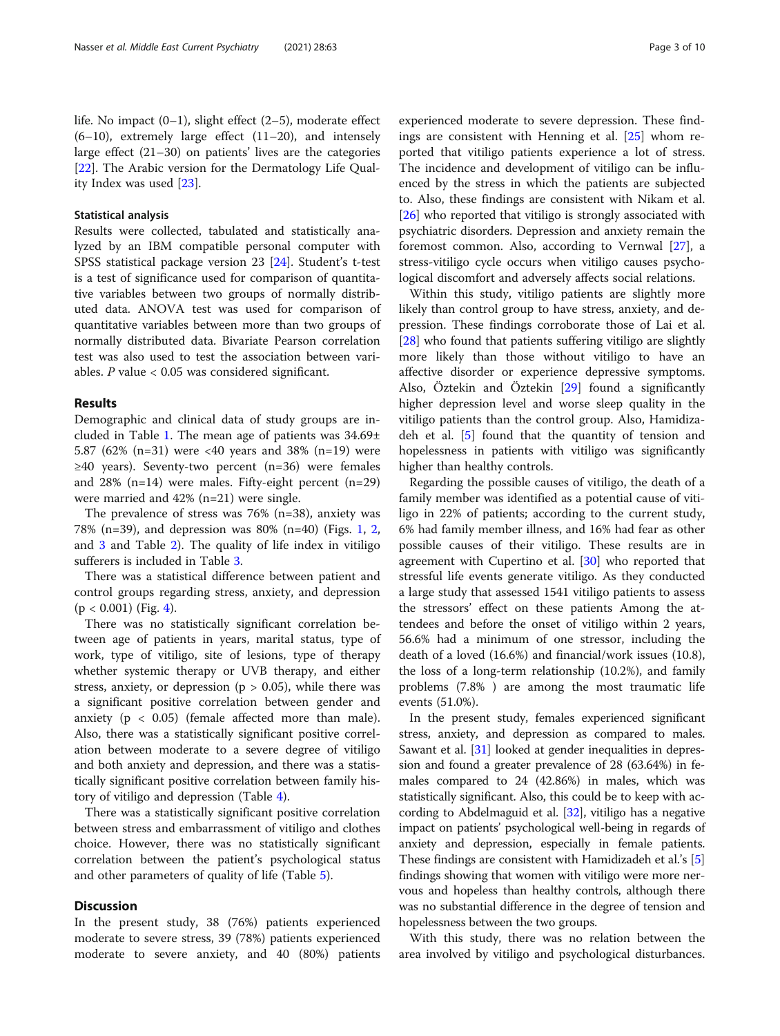life. No impact (0–1), slight effect (2–5), moderate effect (6–10), extremely large effect (11–20), and intensely large effect (21–30) on patients' lives are the categories [22]. The Arabic version for the Dermatology Life Quality Index was used [23].

### Statistical analysis

Results were collected, tabulated and statistically analyzed by an IBM compatible personal computer with SPSS statistical package version 23 [24]. Student's t-test is a test of significance used for comparison of quantitative variables between two groups of normally distributed data. ANOVA test was used for comparison of quantitative variables between more than two groups of normally distributed data. Bivariate Pearson correlation test was also used to test the association between variables. $P$ value < 0.05 was considered significant.

## Results

Demographic and clinical data of study groups are included in Table 1. The mean age of patients was 34.69± 5.87 (62% (n=31) were <40 years and 38% (n=19) were ≥40 years). Seventy-two percent (n=36) were females and 28% (n=14) were males. Fifty-eight percent (n=29) were married and 42% (n=21) were single.

The prevalence of stress was 76% (n=38), anxiety was 78% (n=39), and depression was 80% (n=40) (Figs. 1, 2, and 3 and Table 2). The quality of life index in vitiligo sufferers is included in Table 3.

There was a statistical difference between patient and control groups regarding stress, anxiety, and depression ($p < 0.001$) (Fig. 4).

There was no statistically significant correlation between age of patients in years, marital status, type of work, type of vitiligo, site of lesions, type of therapy whether systemic therapy or UVB therapy, and either stress, anxiety, or depression ($p > 0.05$), while there was a significant positive correlation between gender and anxiety ($p < 0.05$) (female affected more than male). Also, there was a statistically significant positive correlation between moderate to a severe degree of vitiligo and both anxiety and depression, and there was a statistically significant positive correlation between family history of vitiligo and depression (Table 4).

There was a statistically significant positive correlation between stress and embarrassment of vitiligo and clothes choice. However, there was no statistically significant correlation between the patient's psychological status and other parameters of quality of life (Table 5).

## Discussion

In the present study, 38 (76%) patients experienced moderate to severe stress, 39 (78%) patients experienced moderate to severe anxiety, and 40 (80%) patients experienced moderate to severe depression. These findings are consistent with Henning et al. [25] whom reported that vitiligo patients experience a lot of stress. The incidence and development of vitiligo can be influenced by the stress in which the patients are subjected to. Also, these findings are consistent with Nikam et al. [26] who reported that vitiligo is strongly associated with psychiatric disorders. Depression and anxiety remain the foremost common. Also, according to Vernwal [27], a stress-vitiligo cycle occurs when vitiligo causes psychological discomfort and adversely affects social relations.

Within this study, vitiligo patients are slightly more likely than control group to have stress, anxiety, and depression. These findings corroborate those of Lai et al. [28] who found that patients suffering vitiligo are slightly more likely than those without vitiligo to have an affective disorder or experience depressive symptoms. Also, Öztekin and Öztekin [29] found a significantly higher depression level and worse sleep quality in the vitiligo patients than the control group. Also, Hamidizadeh et al. [5] found that the quantity of tension and hopelessness in patients with vitiligo was significantly higher than healthy controls.

Regarding the possible causes of vitiligo, the death of a family member was identified as a potential cause of vitiligo in 22% of patients; according to the current study, 6% had family member illness, and 16% had fear as other possible causes of their vitiligo. These results are in agreement with Cupertino et al. [30] who reported that stressful life events generate vitiligo. As they conducted a large study that assessed 1541 vitiligo patients to assess the stressors' effect on these patients Among the attendees and before the onset of vitiligo within 2 years, 56.6% had a minimum of one stressor, including the death of a loved (16.6%) and financial/work issues (10.8), the loss of a long-term relationship (10.2%), and family problems (7.8% ) are among the most traumatic life events (51.0%).

In the present study, females experienced significant stress, anxiety, and depression as compared to males. Sawant et al. [31] looked at gender inequalities in depression and found a greater prevalence of 28 (63.64%) in females compared to 24 (42.86%) in males, which was statistically significant. Also, this could be to keep with according to Abdelmaguid et al. [32], vitiligo has a negative impact on patients' psychological well-being in regards of anxiety and depression, especially in female patients. These findings are consistent with Hamidizadeh et al.'s [5] findings showing that women with vitiligo were more nervous and hopeless than healthy controls, although there was no substantial difference in the degree of tension and hopelessness between the two groups.

With this study, there was no relation between the area involved by vitiligo and psychological disturbances.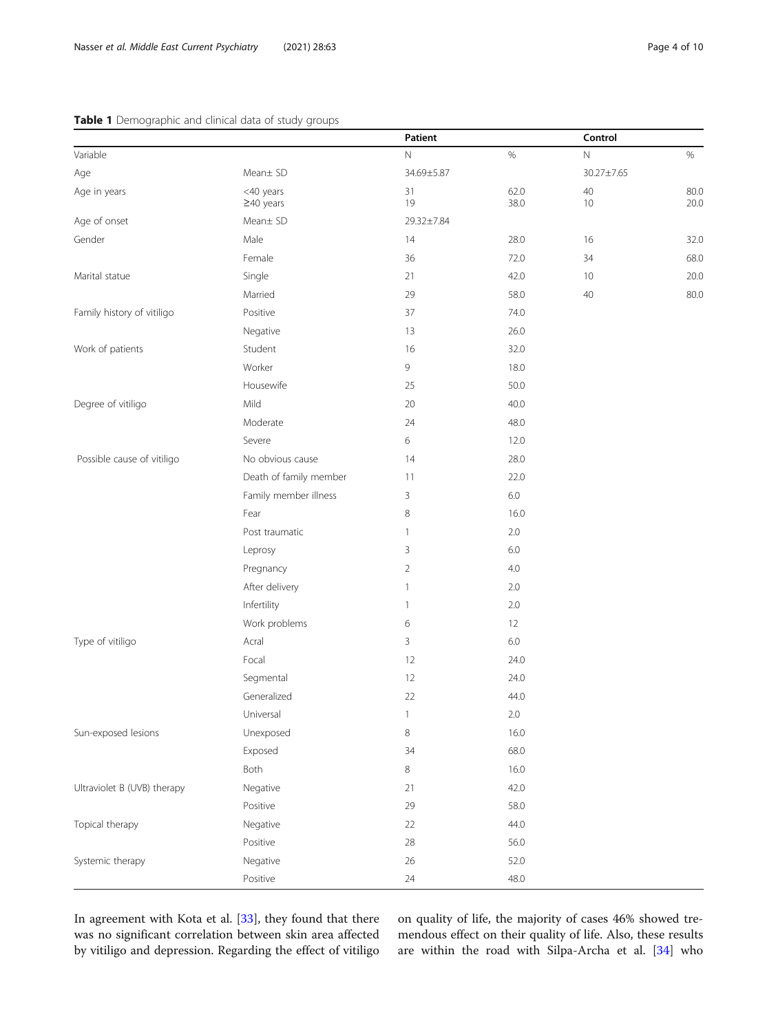**Table 1** Demographic and clinical data of study groups

| | | Patient | | Control | |
|---|---|---|---|---|---|
| Variable | | N | % | N | % |
| Age | Mean± SD | 34.69±5.87 | | 30.27±7.65 | |
| Age in years | <40 years<br>≥40 years | 31<br>19 | 62.0<br>38.0 | 40<br>10 | 80.0<br>20.0 |
| Age of onset | Mean± SD | 29.32±7.84 | | | |
| Gender | Male | 14 | 28.0 | 16 | 32.0 |
| | Female | 36 | 72.0 | 34 | 68.0 |
| Marital statue | Single | 21 | 42.0 | 10 | 20.0 |
| | Married | 29 | 58.0 | 40 | 80.0 |
| Family history of vitiligo | Positive | 37 | 74.0 | | |
| | Negative | 13 | 26.0 | | |
| Work of patients | Student | 16 | 32.0 | | |
| | Worker | 9 | 18.0 | | |
| | Housewife | 25 | 50.0 | | |
| Degree of vitiligo | Mild | 20 | 40.0 | | |
| | Moderate | 24 | 48.0 | | |
| | Severe | 6 | 12.0 | | |
| Possible cause of vitiligo | No obvious cause | 14 | 28.0 | | |
| | Death of family member | 11 | 22.0 | | |
| | Family member illness | 3 | 6.0 | | |
| | Fear | 8 | 16.0 | | |
| | Post traumatic | 1 | 2.0 | | |
| | Leprosy | 3 | 6.0 | | |
| | Pregnancy | 2 | 4.0 | | |
| | After delivery | 1 | 2.0 | | |
| | Infertility | 1 | 2.0 | | |
| | Work problems | 6 | 12 | | |
| Type of vitiligo | Acral | 3 | 6.0 | | |
| | Focal | 12 | 24.0 | | |
| | Segmental | 12 | 24.0 | | |
| | Generalized | 22 | 44.0 | | |
| | Universal | 1 | 2.0 | | |
| Sun-exposed lesions | Unexposed | 8 | 16.0 | | |
| | Exposed | 34 | 68.0 | | |
| | Both | 8 | 16.0 | | |
| Ultraviolet B (UVB) therapy | Negative | 21 | 42.0 | | |
| | Positive | 29 | 58.0 | | |
| Topical therapy | Negative | 22 | 44.0 | | |
| | Positive | 28 | 56.0 | | |
| Systemic therapy | Negative | 26 | 52.0 | | |
| | Positive | 24 | 48.0 | | |

In agreement with Kota et al. [33], they found that there was no significant correlation between skin area affected by vitiligo and depression. Regarding the effect of vitiligo on quality of life, the majority of cases 46% showed tremendous effect on their quality of life. Also, these results are within the road with Silpa-Archa et al. [34] who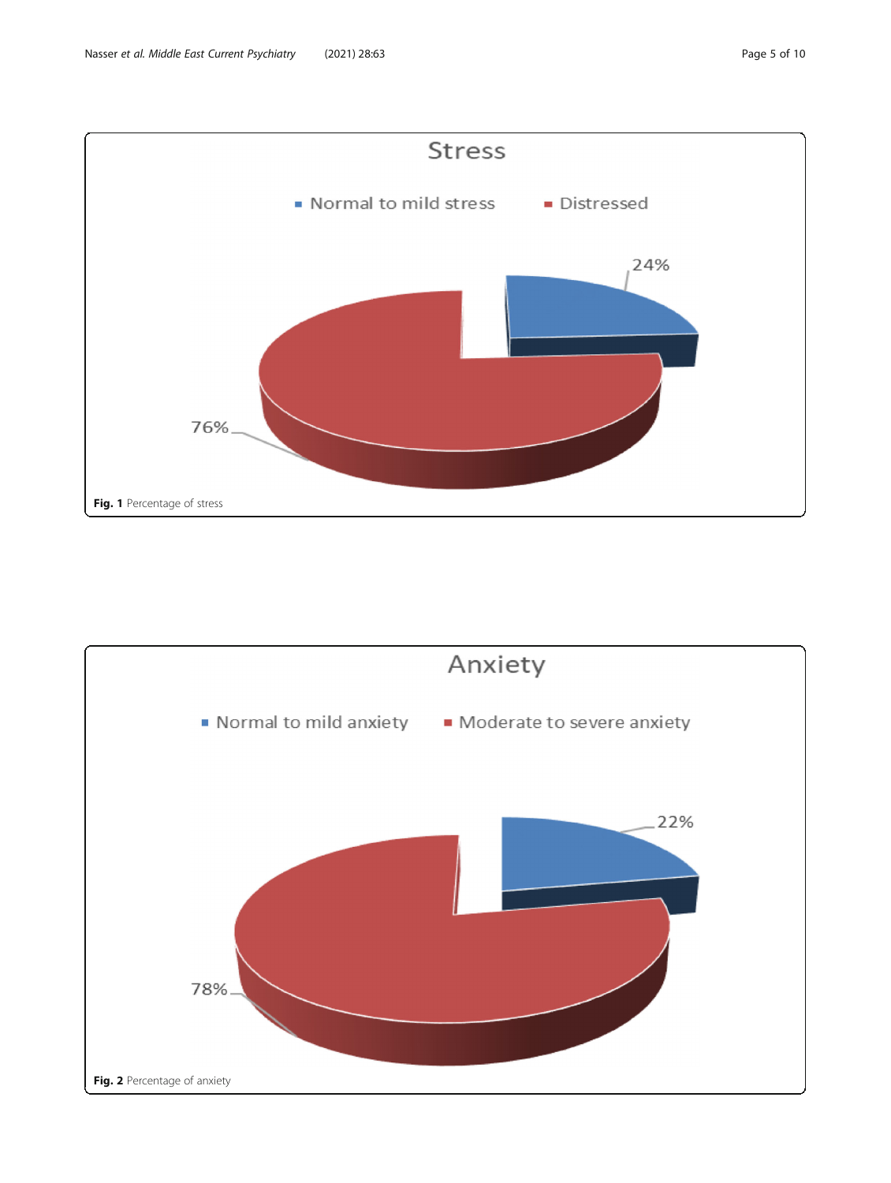**Fig. 1** Percentage of stress

**Fig. 2** Percentage of anxiety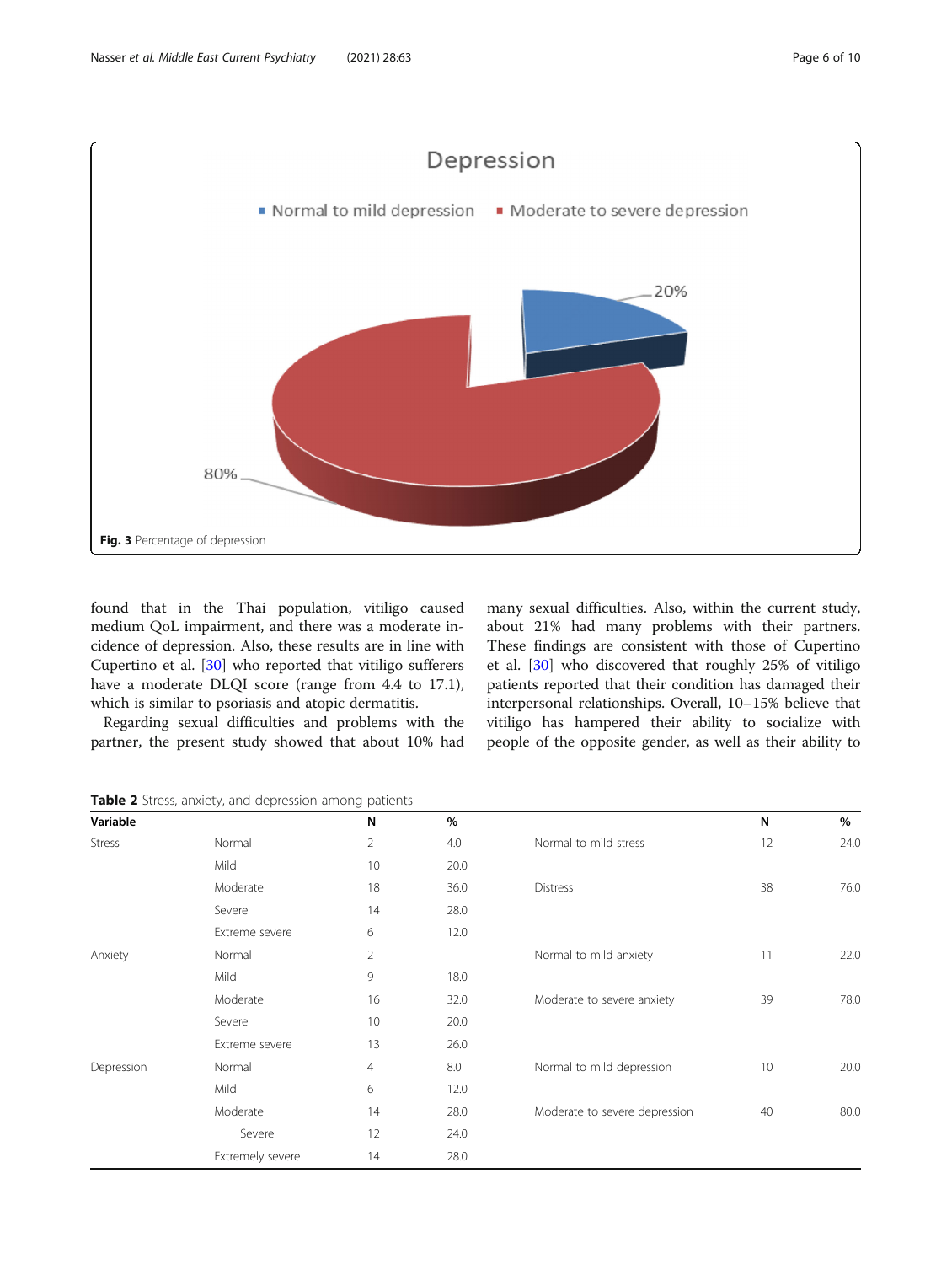Fig. 3 Percentage of depression

found that in the Thai population, vitiligo caused medium QoL impairment, and there was a moderate incidence of depression. Also, these results are in line with Cupertino et al. [30] who reported that vitiligo sufferers have a moderate DLQI score (range from 4.4 to 17.1), which is similar to psoriasis and atopic dermatitis.

Regarding sexual difficulties and problems with the partner, the present study showed that about 10% had many sexual difficulties. Also, within the current study, about 21% had many problems with their partners. These findings are consistent with those of Cupertino et al. [30] who discovered that roughly 25% of vitiligo patients reported that their condition has damaged their interpersonal relationships. Overall, 10–15% believe that vitiligo has hampered their ability to socialize with people of the opposite gender, as well as their ability to

**Table 2** Stress, anxiety, and depression among patients

| Variable | | N | % | | N | % |
|---|---|---|---|---|---|---|
| Stress | Normal | 2 | 4.0 | Normal to mild stress | 12 | 24.0 |
| | Mild | 10 | 20.0 | | | |
| | Moderate | 18 | 36.0 | Distress | 38 | 76.0 |
| | Severe | 14 | 28.0 | | | |
| | Extreme severe | 6 | 12.0 | | | |
| Anxiety | Normal | 2 | | Normal to mild anxiety | 11 | 22.0 |
| | Mild | 9 | 18.0 | | | |
| | Moderate | 16 | 32.0 | Moderate to severe anxiety | 39 | 78.0 |
| | Severe | 10 | 20.0 | | | |
| | Extreme severe | 13 | 26.0 | | | |
| Depression | Normal | 4 | 8.0 | Normal to mild depression | 10 | 20.0 |
| | Mild | 6 | 12.0 | | | |
| | Moderate | 14 | 28.0 | Moderate to severe depression | 40 | 80.0 |
| | Severe | 12 | 24.0 | | | |
| | Extremely severe | 14 | 28.0 | | | |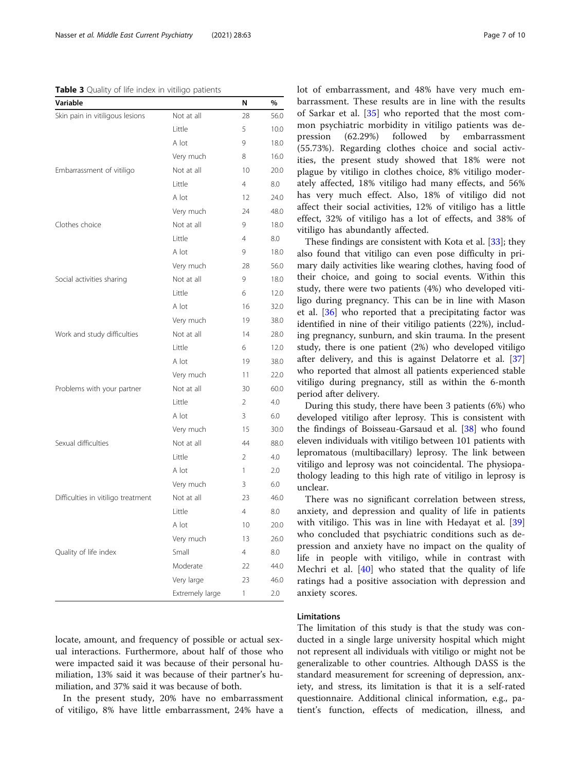**Table 3** Quality of life index in vitiligo patients

| Variable | | N | % |
|---|---|---|---|
| Skin pain in vitiligous lesions | Not at all | 28 | 56.0 |
| | Little | 5 | 10.0 |
| | A lot | 9 | 18.0 |
| | Very much | 8 | 16.0 |
| Embarrassment of vitiligo | Not at all | 10 | 20.0 |
| | Little | 4 | 8.0 |
| | A lot | 12 | 24.0 |
| | Very much | 24 | 48.0 |
| Clothes choice | Not at all | 9 | 18.0 |
| | Little | 4 | 8.0 |
| | A lot | 9 | 18.0 |
| | Very much | 28 | 56.0 |
| Social activities sharing | Not at all | 9 | 18.0 |
| | Little | 6 | 12.0 |
| | A lot | 16 | 32.0 |
| | Very much | 19 | 38.0 |
| Work and study difficulties | Not at all | 14 | 28.0 |
| | Little | 6 | 12.0 |
| | A lot | 19 | 38.0 |
| | Very much | 11 | 22.0 |
| Problems with your partner | Not at all | 30 | 60.0 |
| | Little | 2 | 4.0 |
| | A lot | 3 | 6.0 |
| | Very much | 15 | 30.0 |
| Sexual difficulties | Not at all | 44 | 88.0 |
| | Little | 2 | 4.0 |
| | A lot | 1 | 2.0 |
| | Very much | 3 | 6.0 |
| Difficulties in vitiligo treatment | Not at all | 23 | 46.0 |
| | Little | 4 | 8.0 |
| | A lot | 10 | 20.0 |
| | Very much | 13 | 26.0 |
| Quality of life index | Small | 4 | 8.0 |
| | Moderate | 22 | 44.0 |
| | Very large | 23 | 46.0 |
| | Extremely large | 1 | 2.0 |

locate, amount, and frequency of possible or actual sexual interactions. Furthermore, about half of those who were impacted said it was because of their personal humiliation, 13% said it was because of their partner's humiliation, and 37% said it was because of both.

In the present study, 20% have no embarrassment of vitiligo, 8% have little embarrassment, 24% have a lot of embarrassment, and 48% have very much embarrassment. These results are in line with the results of Sarkar et al. [35] who reported that the most common psychiatric morbidity in vitiligo patients was depression (62.29%) followed by embarrassment (55.73%). Regarding clothes choice and social activities, the present study showed that 18% were not plague by vitiligo in clothes choice, 8% vitiligo moderately affected, 18% vitiligo had many effects, and 56% has very much effect. Also, 18% of vitiligo did not affect their social activities, 12% of vitiligo has a little effect, 32% of vitiligo has a lot of effects, and 38% of vitiligo has abundantly affected.

These findings are consistent with Kota et al. [33]; they also found that vitiligo can even pose difficulty in primary daily activities like wearing clothes, having food of their choice, and going to social events. Within this study, there were two patients (4%) who developed vitiligo during pregnancy. This can be in line with Mason et al. [36] who reported that a precipitating factor was identified in nine of their vitiligo patients (22%), including pregnancy, sunburn, and skin trauma. In the present study, there is one patient (2%) who developed vitiligo after delivery, and this is against Delatorre et al. [37] who reported that almost all patients experienced stable vitiligo during pregnancy, still as within the 6-month period after delivery.

During this study, there have been 3 patients (6%) who developed vitiligo after leprosy. This is consistent with the findings of Boisseau-Garsaud et al. [38] who found eleven individuals with vitiligo between 101 patients with lepromatous (multibacillary) leprosy. The link between vitiligo and leprosy was not coincidental. The physiopathology leading to this high rate of vitiligo in leprosy is unclear.

There was no significant correlation between stress, anxiety, and depression and quality of life in patients with vitiligo. This was in line with Hedayat et al. [39] who concluded that psychiatric conditions such as depression and anxiety have no impact on the quality of life in people with vitiligo, while in contrast with Mechri et al. [40] who stated that the quality of life ratings had a positive association with depression and anxiety scores.

## Limitations

The limitation of this study is that the study was conducted in a single large university hospital which might not represent all individuals with vitiligo or might not be generalizable to other countries. Although DASS is the standard measurement for screening of depression, anxiety, and stress, its limitation is that it is a self-rated questionnaire. Additional clinical information, e.g., patient's function, effects of medication, illness, and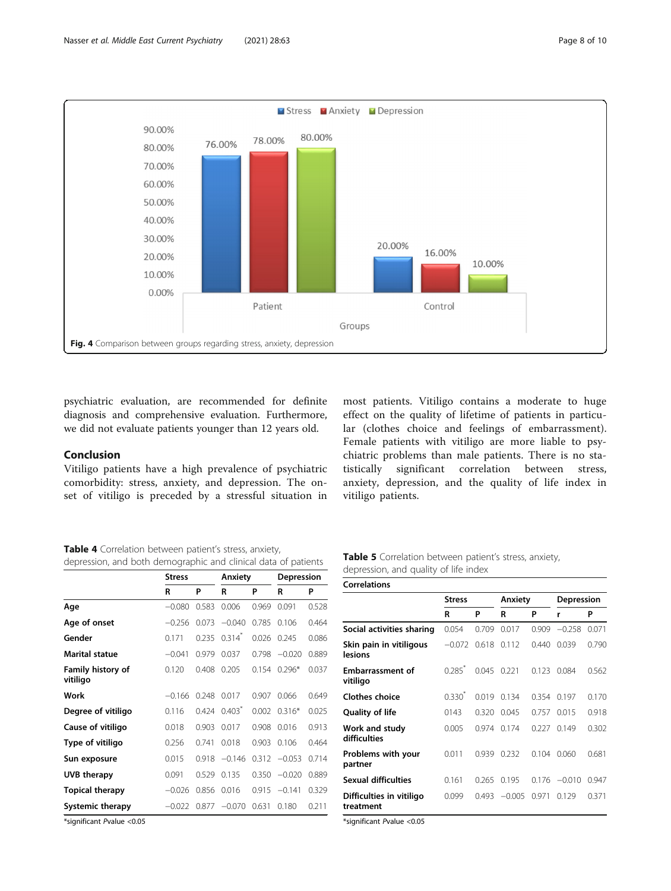Fig. 4 Comparison between groups regarding stress, anxiety, depression

psychiatric evaluation, are recommended for definite diagnosis and comprehensive evaluation. Furthermore, we did not evaluate patients younger than 12 years old.

## Conclusion

Vitiligo patients have a high prevalence of psychiatric comorbidity: stress, anxiety, and depression. The onset of vitiligo is preceded by a stressful situation in most patients. Vitiligo contains a moderate to huge effect on the quality of lifetime of patients in particular (clothes choice and feelings of embarrassment). Female patients with vitiligo are more liable to psychiatric problems than male patients. There is no statistically significant correlation between stress, anxiety, depression, and the quality of life index in vitiligo patients.

**Table 4** Correlation between patient's stress, anxiety, depression, and both demographic and clinical data of patients

| | Stress | | Anxiety | | Depression | |
|---|---|---|---|---|---|---|
| | R | P | R | P | R | P |
| **Age** | −0.080 | 0.583 | 0.006 | 0.969 | 0.091 | 0.528 |
| **Age of onset** | −0.256 | 0.073 | −0.040 | 0.785 | 0.106 | 0.464 |
| **Gender** | 0.171 | 0.235 | 0.314* | 0.026 | 0.245 | 0.086 |
| **Marital statue** | −0.041 | 0.979 | 0.037 | 0.798 | −0.020 | 0.889 |
| **Family history of vitiligo** | 0.120 | 0.408 | 0.205 | 0.154 | 0.296* | 0.037 |
| **Work** | −0.166 | 0.248 | 0.017 | 0.907 | 0.066 | 0.649 |
| **Degree of vitiligo** | 0.116 | 0.424 | 0.403* | 0.002 | 0.316* | 0.025 |
| **Cause of vitiligo** | 0.018 | 0.903 | 0.017 | 0.908 | 0.016 | 0.913 |
| **Type of vitiligo** | 0.256 | 0.741 | 0.018 | 0.903 | 0.106 | 0.464 |
| **Sun exposure** | 0.015 | 0.918 | −0.146 | 0.312 | −0.053 | 0.714 |
| **UVB therapy** | 0.091 | 0.529 | 0.135 | 0.350 | −0.020 | 0.889 |
| **Topical therapy** | −0.026 | 0.856 | 0.016 | 0.915 | −0.141 | 0.329 |
| **Systemic therapy** | −0.022 | 0.877 | −0.070 | 0.631 | 0.180 | 0.211 |

*significant *P*value <0.05

**Table 5** Correlation between patient's stress, anxiety, depression, and quality of life index

| Correlations | | | | | | |
|---|---|---|---|---|---|---|
| | Stress | | Anxiety | | Depression | |
| | R | P | R | P | r | P |
| **Social activities sharing** | 0.054 | 0.709 | 0.017 | 0.909 | −0.258 | 0.071 |
| **Skin pain in vitiligous lesions** | −0.072 | 0.618 | 0.112 | 0.440 | 0.039 | 0.790 |
| **Embarrassment of vitiligo** | 0.285* | 0.045 | 0.221 | 0.123 | 0.084 | 0.562 |
| **Clothes choice** | 0.330* | 0.019 | 0.134 | 0.354 | 0.197 | 0.170 |
| **Quality of life** | 0143 | 0.320 | 0.045 | 0.757 | 0.015 | 0.918 |
| **Work and study difficulties** | 0.005 | 0.974 | 0.174 | 0.227 | 0.149 | 0.302 |
| **Problems with your partner** | 0.011 | 0.939 | 0.232 | 0.104 | 0.060 | 0.681 |
| **Sexual difficulties** | 0.161 | 0.265 | 0.195 | 0.176 | −0.010 | 0.947 |
| **Difficulties in vitiligo treatment** | 0.099 | 0.493 | −0.005 | 0.971 | 0.129 | 0.371 |

*significant *P*value <0.05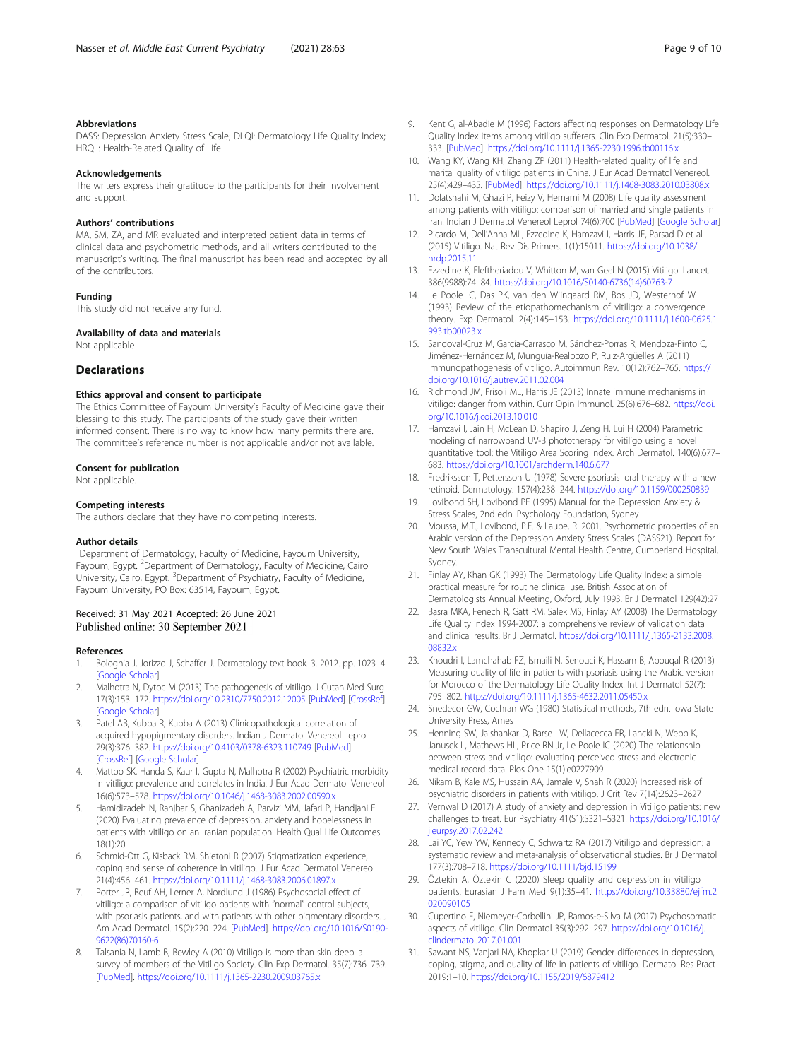### Abbreviations

DASS: Depression Anxiety Stress Scale; DLQI: Dermatology Life Quality Index; HRQL: Health-Related Quality of Life

### Acknowledgements

The writers express their gratitude to the participants for their involvement and support.

### Authors' contributions

MA, SM, ZA, and MR evaluated and interpreted patient data in terms of clinical data and psychometric methods, and all writers contributed to the manuscript's writing. The final manuscript has been read and accepted by all of the contributors.

### Funding

This study did not receive any fund.

### Availability of data and materials

Not applicable

## Declarations

### Ethics approval and consent to participate

The Ethics Committee of Fayoum University's Faculty of Medicine gave their blessing to this study. The participants of the study gave their written informed consent. There is no way to know how many permits there are. The committee's reference number is not applicable and/or not available.

### Consent for publication

Not applicable.

### Competing interests

The authors declare that they have no competing interests.

### Author details

[1]Department of Dermatology, Faculty of Medicine, Fayoum University, Fayoum, Egypt. [2]Department of Dermatology, Faculty of Medicine, Cairo University, Cairo, Egypt. [3]Department of Psychiatry, Faculty of Medicine, Fayoum University, PO Box: 63514, Fayoum, Egypt.

Received: 31 May 2021 Accepted: 26 June 2021
Published online: 30 September 2021

### References

1. Bolognia J, Jorizzo J, Schaffer J. Dermatology text book. 3. 2012. pp. 1023–4. [Google Scholar]
2. Malhotra N, Dytoc M (2013) The pathogenesis of vitiligo. J Cutan Med Surg 17(3):153–172. https://doi.org/10.2310/7750.2012.12005 [PubMed] [CrossRef] [Google Scholar]
3. Patel AB, Kubba R, Kubba A (2013) Clinicopathological correlation of acquired hypopigmentary disorders. Indian J Dermatol Venereol Leprol 79(3):376–382. https://doi.org/10.4103/0378-6323.110749 [PubMed] [CrossRef] [Google Scholar]
4. Mattoo SK, Handa S, Kaur I, Gupta N, Malhotra R (2002) Psychiatric morbidity in vitiligo: prevalence and correlates in India. J Eur Acad Dermatol Venereol 16(6):573–578. https://doi.org/10.1046/j.1468-3083.2002.00590.x
5. Hamidizadeh N, Ranjbar S, Ghanizadeh A, Parvizi MM, Jafari P, Handjani F (2020) Evaluating prevalence of depression, anxiety and hopelessness in patients with vitiligo on an Iranian population. Health Qual Life Outcomes 18(1):20
6. Schmid-Ott G, Kisback RM, Shietoni R (2007) Stigmatization experience, coping and sense of coherence in vitiligo. J Eur Acad Dermatol Venereol 21(4):456–461. https://doi.org/10.1111/j.1468-3083.2006.01897.x
7. Porter JR, Beuf AH, Lerner A, Nordlund J (1986) Psychosocial effect of vitiligo: a comparison of vitiligo patients with "normal" control subjects, with psoriasis patients, and with patients with other pigmentary disorders. J Am Acad Dermatol. 15(2):220–224. [PubMed]. https://doi.org/10.1016/S0190-9622(86)70160-6
8. Talsania N, Lamb B, Bewley A (2010) Vitiligo is more than skin deep: a survey of members of the Vitiligo Society. Clin Exp Dermatol. 35(7):736–739. [PubMed]. https://doi.org/10.1111/j.1365-2230.2009.03765.x
9. Kent G, al-Abadie M (1996) Factors affecting responses on Dermatology Life Quality Index items among vitiligo sufferers. Clin Exp Dermatol. 21(5):330–333. [PubMed]. https://doi.org/10.1111/j.1365-2230.1996.tb00116.x
10. Wang KY, Wang KH, Zhang ZP (2011) Health-related quality of life and marital quality of vitiligo patients in China. J Eur Acad Dermatol Venereol. 25(4):429–435. [PubMed]. https://doi.org/10.1111/j.1468-3083.2010.03808.x
11. Dolatshahi M, Ghazi P, Feizy V, Hemami M (2008) Life quality assessment among patients with vitiligo: comparison of married and single patients in Iran. Indian J Dermatol Venereol Leprol 74(6):700 [PubMed] [Google Scholar]
12. Picardo M, Dell'Anna ML, Ezzedine K, Hamzavi I, Harris JE, Parsad D et al (2015) Vitiligo. Nat Rev Dis Primers. 1(1):15011. https://doi.org/10.1038/nrdp.2015.11
13. Ezzedine K, Eleftheriadou V, Whitton M, van Geel N (2015) Vitiligo. Lancet. 386(9988):74–84. https://doi.org/10.1016/S0140-6736(14)60763-7
14. Le Poole IC, Das PK, van den Wijngaard RM, Bos JD, Westerhof W (1993) Review of the etiopathomechanism of vitiligo: a convergence theory. Exp Dermatol. 2(4):145–153. https://doi.org/10.1111/j.1600-0625.1993.tb00023.x
15. Sandoval-Cruz M, García-Carrasco M, Sánchez-Porras R, Mendoza-Pinto C, Jiménez-Hernández M, Munguía-Realpozo P, Ruiz-Argüelles A (2011) Immunopathogenesis of vitiligo. Autoimmun Rev. 10(12):762–765. https://doi.org/10.1016/j.autrev.2011.02.004
16. Richmond JM, Frisoli ML, Harris JE (2013) Innate immune mechanisms in vitiligo: danger from within. Curr Opin Immunol. 25(6):676–682. https://doi.org/10.1016/j.coi.2013.10.010
17. Hamzavi I, Jain H, McLean D, Shapiro J, Zeng H, Lui H (2004) Parametric modeling of narrowband UV-B phototherapy for vitiligo using a novel quantitative tool: the Vitiligo Area Scoring Index. Arch Dermatol. 140(6):677–683. https://doi.org/10.1001/archderm.140.6.677
18. Fredriksson T, Pettersson U (1978) Severe psoriasis–oral therapy with a new retinoid. Dermatology. 157(4):238–244. https://doi.org/10.1159/000250839
19. Lovibond SH, Lovibond PF (1995) Manual for the Depression Anxiety & Stress Scales, 2nd edn. Psychology Foundation, Sydney
20. Moussa, M.T., Lovibond, P.F. & Laube, R. 2001. Psychometric properties of an Arabic version of the Depression Anxiety Stress Scales (DASS21). Report for New South Wales Transcultural Mental Health Centre, Cumberland Hospital, Sydney.
21. Finlay AY, Khan GK (1993) The Dermatology Life Quality Index: a simple practical measure for routine clinical use. British Association of Dermatologists Annual Meeting, Oxford, July 1993. Br J Dermatol 129(42):27
22. Basra MKA, Fenech R, Gatt RM, Salek MS, Finlay AY (2008) The Dermatology Life Quality Index 1994-2007: a comprehensive review of validation data and clinical results. Br J Dermatol. https://doi.org/10.1111/j.1365-2133.2008.08832.x
23. Khoudri I, Lamchahab FZ, Ismaili N, Senouci K, Hassam B, Abouqal R (2013) Measuring quality of life in patients with psoriasis using the Arabic version for Morocco of the Dermatology Life Quality Index. Int J Dermatol 52(7):795–802. https://doi.org/10.1111/j.1365-4632.2011.05450.x
24. Snedecor GW, Cochran WG (1980) Statistical methods, 7th edn. Iowa State University Press, Ames
25. Henning SW, Jaishankar D, Barse LW, Dellacecca ER, Lancki N, Webb K, Janusek L, Mathews HL, Price RN Jr, Le Poole IC (2020) The relationship between stress and vitiligo: evaluating perceived stress and electronic medical record data. Plos One 15(1):e0227909
26. Nikam B, Kale MS, Hussain AA, Jamale V, Shah R (2020) Increased risk of psychiatric disorders in patients with vitiligo. J Crit Rev 7(14):2623–2627
27. Vernwal D (2017) A study of anxiety and depression in Vitiligo patients: new challenges to treat. Eur Psychiatry 41(S1):S321–S321. https://doi.org/10.1016/j.eurpsy.2017.02.242
28. Lai YC, Yew YW, Kennedy C, Schwartz RA (2017) Vitiligo and depression: a systematic review and meta-analysis of observational studies. Br J Dermatol 177(3):708–718. https://doi.org/10.1111/bjd.15199
29. Öztekin A, Öztekin C (2020) Sleep quality and depression in vitiligo patients. Eurasian J Fam Med 9(1):35–41. https://doi.org/10.33880/ejfm.2020090105
30. Cupertino F, Niemeyer-Corbellini JP, Ramos-e-Silva M (2017) Psychosomatic aspects of vitiligo. Clin Dermatol 35(3):292–297. https://doi.org/10.1016/j.clindermatol.2017.01.001
31. Sawant NS, Vanjari NA, Khopkar U (2019) Gender differences in depression, coping, stigma, and quality of life in patients of vitiligo. Dermatol Res Pract 2019:1–10. https://doi.org/10.1155/2019/6879412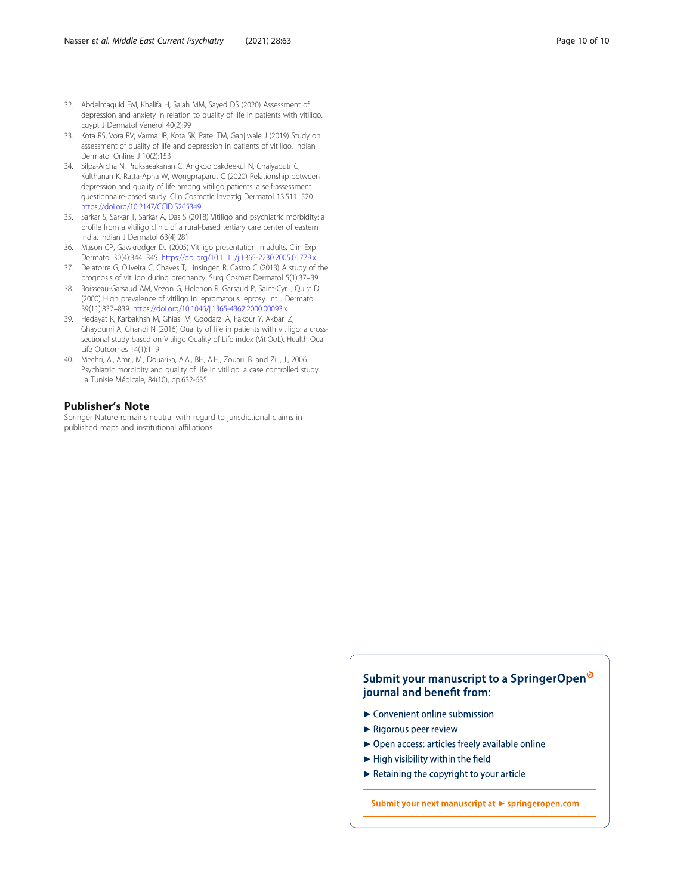32. Abdelmaguid EM, Khalifa H, Salah MM, Sayed DS (2020) Assessment of depression and anxiety in relation to quality of life in patients with vitiligo. Egypt J Dermatol Venerol 40(2):99
33. Kota RS, Vora RV, Varma JR, Kota SK, Patel TM, Ganjiwale J (2019) Study on assessment of quality of life and depression in patients of vitiligo. Indian Dermatol Online J 10(2):153
34. Silpa-Archa N, Pruksaeakanan C, Angkoolpakdeekul N, Chaiyabutr C, Kulthanan K, Ratta-Apha W, Wongpraparut C (2020) Relationship between depression and quality of life among vitiligo patients: a self-assessment questionnaire-based study. Clin Cosmetic Investig Dermatol 13:511–520. https://doi.org/10.2147/CCID.S265349
35. Sarkar S, Sarkar T, Sarkar A, Das S (2018) Vitiligo and psychiatric morbidity: a profile from a vitiligo clinic of a rural-based tertiary care center of eastern India. Indian J Dermatol 63(4):281
36. Mason CP, Gawkrodger DJ (2005) Vitiligo presentation in adults. Clin Exp Dermatol 30(4):344–345. https://doi.org/10.1111/j.1365-2230.2005.01779.x
37. Delatorre G, Oliveira C, Chaves T, Linsingen R, Castro C (2013) A study of the prognosis of vitiligo during pregnancy. Surg Cosmet Dermatol 5(1):37–39
38. Boisseau-Garsaud AM, Vezon G, Helenon R, Garsaud P, Saint-Cyr I, Quist D (2000) High prevalence of vitiligo in lepromatous leprosy. Int J Dermatol 39(11):837–839. https://doi.org/10.1046/j.1365-4362.2000.00093.x
39. Hedayat K, Karbakhsh M, Ghiasi M, Goodarzi A, Fakour Y, Akbari Z, Ghayoumi A, Ghandi N (2016) Quality of life in patients with vitiligo: a cross-sectional study based on Vitiligo Quality of Life index (VitiQoL). Health Qual Life Outcomes 14(1):1–9
40. Mechri, A., Amri, M., Douarika, A.A., BH, A.H., Zouari, B. and Zili, J., 2006. Psychiatric morbidity and quality of life in vitiligo: a case controlled study. La Tunisie Médicale, 84(10), pp.632-635.

## Publisher's Note

Springer Nature remains neutral with regard to jurisdictional claims in published maps and institutional affiliations.

**Submit your manuscript to a SpringerOpen journal and benefit from:**

- ► Convenient online submission
- ► Rigorous peer review
- ► Open access: articles freely available online
- ► High visibility within the field
- ► Retaining the copyright to your article

**Submit your next manuscript at ► springeropen.com**